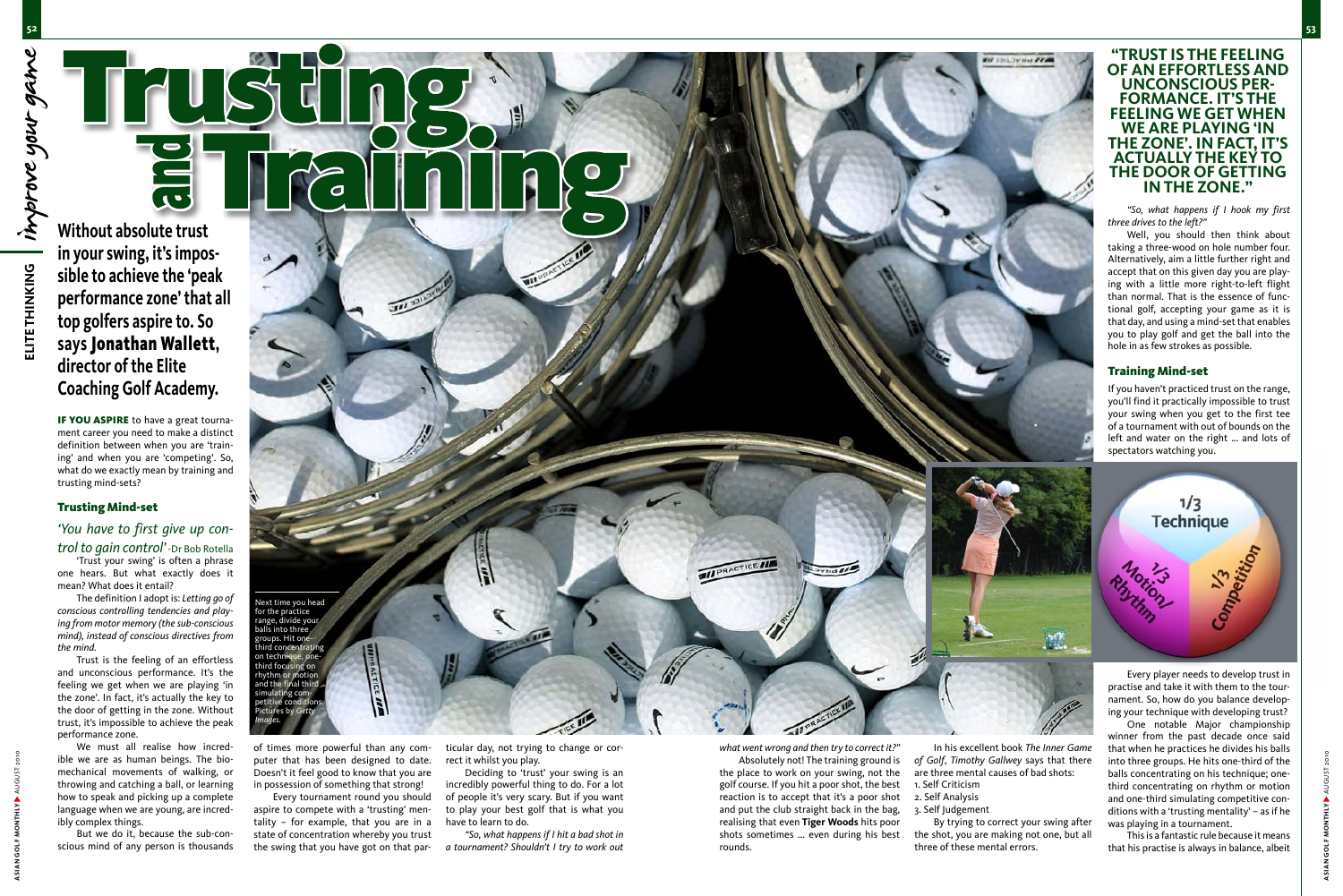# Trusting and Training

**Without absolute trust in your swing, it's impossible to achieve the 'peak performance zone' that all top golfers aspire to. So says Jonathan Wallett, director of the Elite Coaching Golf Academy.**

**IF YOU ASPIRE** to have a great tournament career you need to make a distinct definition between when you are 'training' and when you are 'competing'. So, what do we exactly mean by training and trusting mind-sets?

## Trusting Mind-set

*'You have to first give up control to gain control'* -Dr Bob Rotella

'Trust your swing' is often a phrase one hears. But what exactly does it mean? What does it entail?

The definition I adopt is: *Letting go of conscious controlling tendencies and playing from motor memory (the sub-conscious mind), instead of conscious directives from the mind.*

Trust is the feeling of an effortless and unconscious performance. It's the feeling we get when we are playing 'in the zone'. In fact, it's actually the key to the door of getting in the zone. Without trust, it's impossible to achieve the peak performance zone.

We must all realise how incredible we are as human beings. The biomechanical movements of walking, or throwing and catching a ball, or learning how to speak and picking up a complete language when we are young, are incredibly complex things.

But we do it, because the sub-conscious mind of any person is thousands of times more powerful than any computer that has been designed to date. Doesn't it feel good to know that you are in possession of something that strong!

Every tournament round you should aspire to compete with a 'trusting' mentality – for example, that you are in a state of concentration whereby you trust the swing that you have got on that particular day, not trying to change or correct it whilst you play.

Deciding to 'trust' your swing is an incredibly powerful thing to do. For a lot of people it's very scary. But if you want to play your best golf that is what you have to learn to do.

*"So, what happens if I hit a bad shot in a tournament? Shouldn't I try to work out what went wrong and then try to correct it?"*

Absolutely not! The training ground is the place to work on your swing, not the golf course. If you hit a poor shot, the best reaction is to accept that it's a poor shot and put the club straight back in the bag, realising that even **Tiger Woods** hits poor shots sometimes ... even during his best rounds.

In his excellent book *The Inner Game of Golf*, *Timothy Gallwey* says that there are three mental causes of bad shots:

1. Self Criticism
2. Self Analysis
3. Self Judgement

By trying to correct your swing after the shot, you are making not one, but all three of these mental errors.

Next time you head for the practice range, divide your balls into three groups. Hit one-third concentrating on technique, one-third focusing on rhythm or motion and the final third simulating competitive conditions. Pictures by *Getty Images*.

**"TRUST IS THE FEELING OF AN EFFORTLESS AND UNCONSCIOUS PERFORMANCE. IT'S THE FEELING WE GET WHEN WE ARE PLAYING 'IN THE ZONE'. IN FACT, IT'S ACTUALLY THE KEY TO THE DOOR OF GETTING IN THE ZONE."**

*"So, what happens if I hook my first three drives to the left?"*

Well, you should then think about taking a three-wood on hole number four. Alternatively, aim a little further right and accept that on this given day you are playing with a little more right-to-left flight than normal. That is the essence of functional golf, accepting your game as it is that day, and using a mind-set that enables you to play golf and get the ball into the hole in as few strokes as possible.

## Training Mind-set

If you haven't practiced trust on the range, you'll find it practically impossible to trust your swing when you get to the first tee of a tournament with out of bounds on the left and water on the right ... and lots of spectators watching you.

1/3 Technique
1/3 Motion/Rhythm
1/3 Competition

Every player needs to develop trust in practise and take it with them to the tournament. So, how do you balance developing your technique with developing trust?

One notable Major championship winner from the past decade once said that when he practices he divides his balls into three groups. He hits one-third of the balls concentrating on his technique; one-third concentrating on rhythm or motion and one-third simulating competitive conditions with a 'trusting mentality' – as if he was playing in a tournament.

This is a fantastic rule because it means that his practise is always in balance, albeit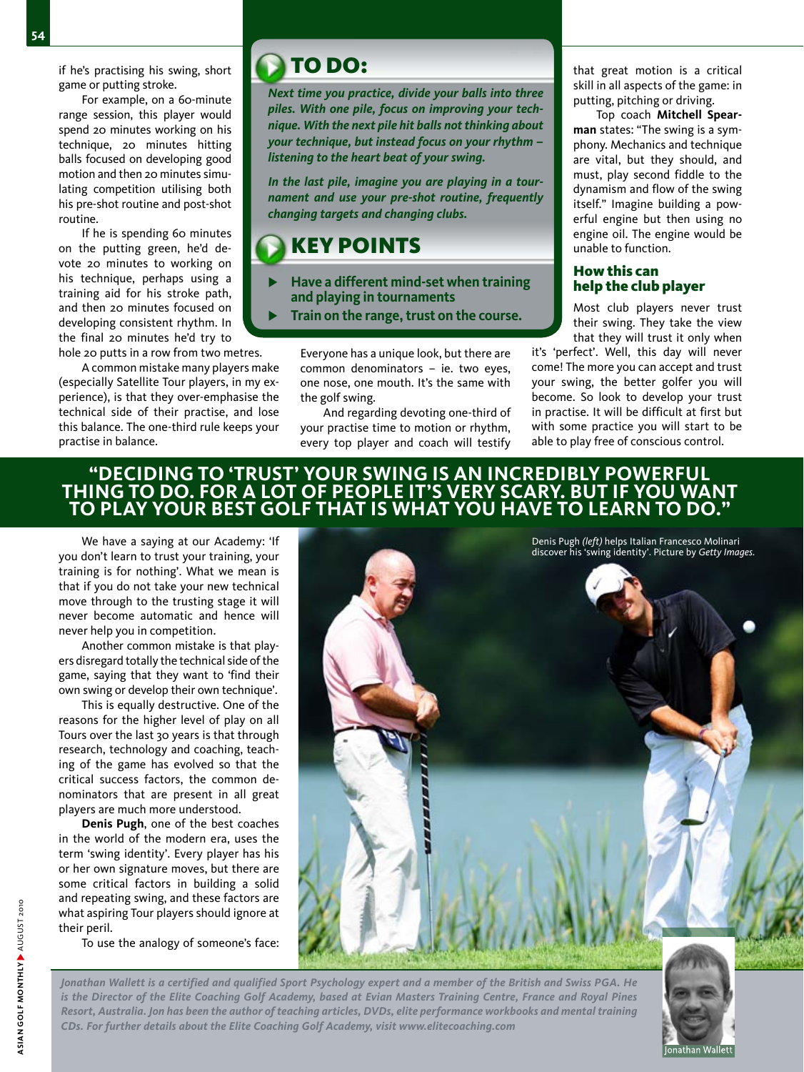if he's practising his swing, short game or putting stroke.

For example, on a 60-minute range session, this player would spend 20 minutes working on his technique, 20 minutes hitting balls focused on developing good motion and then 20 minutes simulating competition utilising both his pre-shot routine and post-shot routine.

If he is spending 60 minutes on the putting green, he'd devote 20 minutes to working on his technique, perhaps using a training aid for his stroke path, and then 20 minutes focused on developing consistent rhythm. In the final 20 minutes he'd try to hole 20 putts in a row from two metres.

A common mistake many players make (especially Satellite Tour players, in my experience), is that they over-emphasise the technical side of their practise, and lose this balance. The one-third rule keeps your practise in balance.

## TO DO:

***Next time you practice, divide your balls into three piles. With one pile, focus on improving your technique. With the next pile hit balls not thinking about your technique, but instead focus on your rhythm – listening to the heart beat of your swing.***

***In the last pile, imagine you are playing in a tournament and use your pre-shot routine, frequently changing targets and changing clubs.***

## KEY POINTS

- **Have a different mind-set when training and playing in tournaments**
- **Train on the range, trust on the course.**

Everyone has a unique look, but there are common denominators – ie. two eyes, one nose, one mouth. It's the same with the golf swing.

And regarding devoting one-third of your practise time to motion or rhythm, every top player and coach will testify that great motion is a critical skill in all aspects of the game: in putting, pitching or driving.

Top coach **Mitchell Spearman** states: "The swing is a symphony. Mechanics and technique are vital, but they should, and must, play second fiddle to the dynamism and flow of the swing itself." Imagine building a powerful engine but then using no engine oil. The engine would be unable to function.

### How this can help the club player

Most club players never trust their swing. They take the view that they will trust it only when it's 'perfect'. Well, this day will never come! The more you can accept and trust your swing, the better golfer you will become. So look to develop your trust in practise. It will be difficult at first but with some practice you will start to be able to play free of conscious control.

**"DECIDING TO 'TRUST' YOUR SWING IS AN INCREDIBLY POWERFUL THING TO DO. FOR A LOT OF PEOPLE IT'S VERY SCARY. BUT IF YOU WANT TO PLAY YOUR BEST GOLF THAT IS WHAT YOU HAVE TO LEARN TO DO."**

We have a saying at our Academy: 'If you don't learn to trust your training, your training is for nothing'. What we mean is that if you do not take your new technical move through to the trusting stage it will never become automatic and hence will never help you in competition.

Another common mistake is that players disregard totally the technical side of the game, saying that they want to 'find their own swing or develop their own technique'.

This is equally destructive. One of the reasons for the higher level of play on all Tours over the last 30 years is that through research, technology and coaching, teaching of the game has evolved so that the critical success factors, the common denominators that are present in all great players are much more understood.

**Denis Pugh**, one of the best coaches in the world of the modern era, uses the term 'swing identity'. Every player has his or her own signature moves, but there are some critical factors in building a solid and repeating swing, and these factors are what aspiring Tour players should ignore at their peril.

To use the analogy of someone's face:

Denis Pugh *(left)* helps Italian Francesco Molinari discover his 'swing identity'. Picture by *Getty Images.*

*Jonathan Wallett is a certified and qualified Sport Psychology expert and a member of the British and Swiss PGA. He is the Director of the Elite Coaching Golf Academy, based at Evian Masters Training Centre, France and Royal Pines Resort, Australia. Jon has been the author of teaching articles, DVDs, elite performance workbooks and mental training CDs. For further details about the Elite Coaching Golf Academy, visit www.elitecoaching.com*

Jonathan Wallett